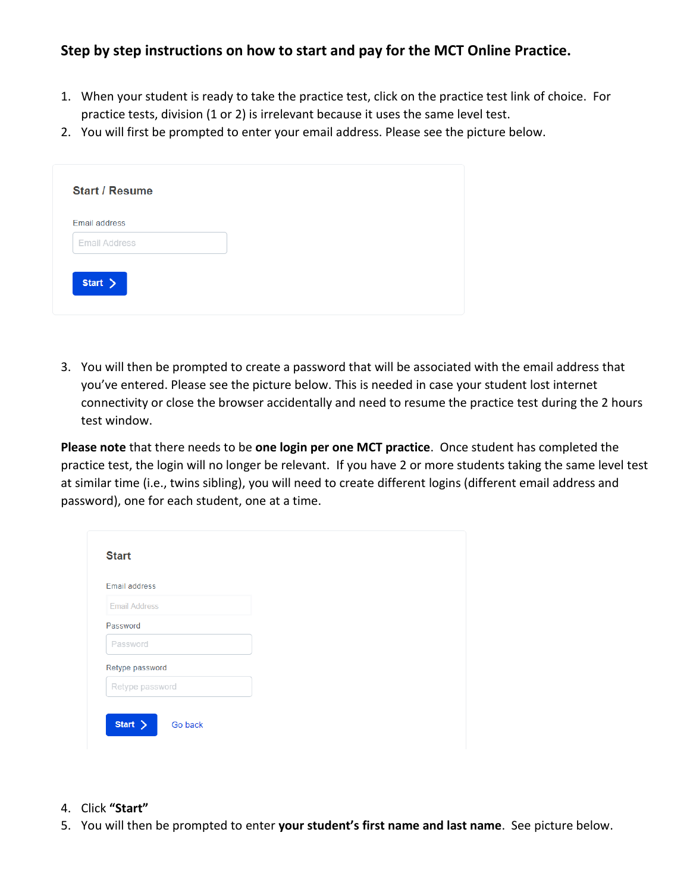**Step by step instructions on how to start and pay for the MCT Online Practice.**

1. When your student is ready to take the practice test, click on the practice test link of choice. For practice tests, division (1 or 2) is irrelevant because it uses the same level test.
2. You will first be prompted to enter your email address. Please see the picture below.

Start / Resume

Email address

Email Address

Start >

3. You will then be prompted to create a password that will be associated with the email address that you've entered. Please see the picture below. This is needed in case your student lost internet connectivity or close the browser accidentally and need to resume the practice test during the 2 hours test window.

**Please note** that there needs to be **one login per one MCT practice**. Once student has completed the practice test, the login will no longer be relevant. If you have 2 or more students taking the same level test at similar time (i.e., twins sibling), you will need to create different logins (different email address and password), one for each student, one at a time.

Start

Email address

Email Address

Password

Password

Retype password

Retype password

Start > Go back

4. Click **"Start"**
5. You will then be prompted to enter **your student's first name and last name**. See picture below.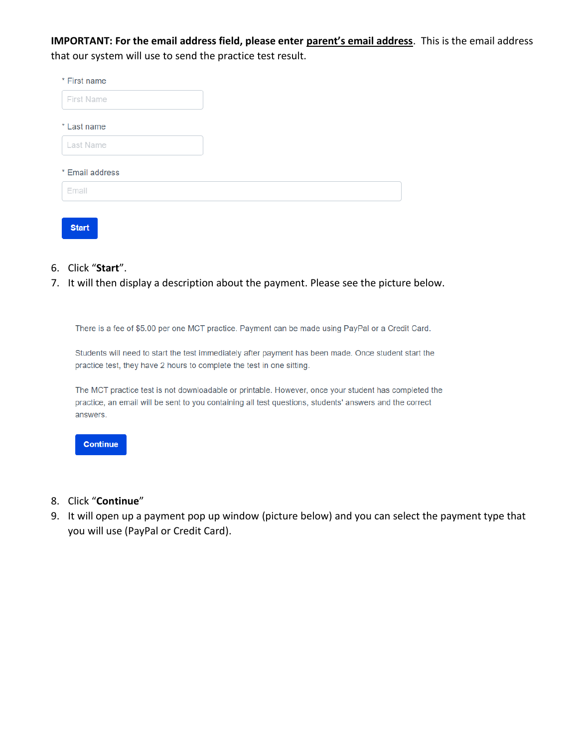**IMPORTANT: For the email address field, please enter <u>parent's email address</u>.** This is the email address that our system will use to send the practice test result.

\* First name

First Name

\* Last name

Last Name

\* Email address

Email

Start

6. Click "**Start**".
7. It will then display a description about the payment. Please see the picture below.

There is a fee of $5.00 per one MCT practice. Payment can be made using PayPal or a Credit Card.

Students will need to start the test immediately after payment has been made. Once student start the practice test, they have 2 hours to complete the test in one sitting.

The MCT practice test is not downloadable or printable. However, once your student has completed the practice, an email will be sent to you containing all test questions, students' answers and the correct answers.

Continue

8. Click "**Continue**"
9. It will open up a payment pop up window (picture below) and you can select the payment type that you will use (PayPal or Credit Card).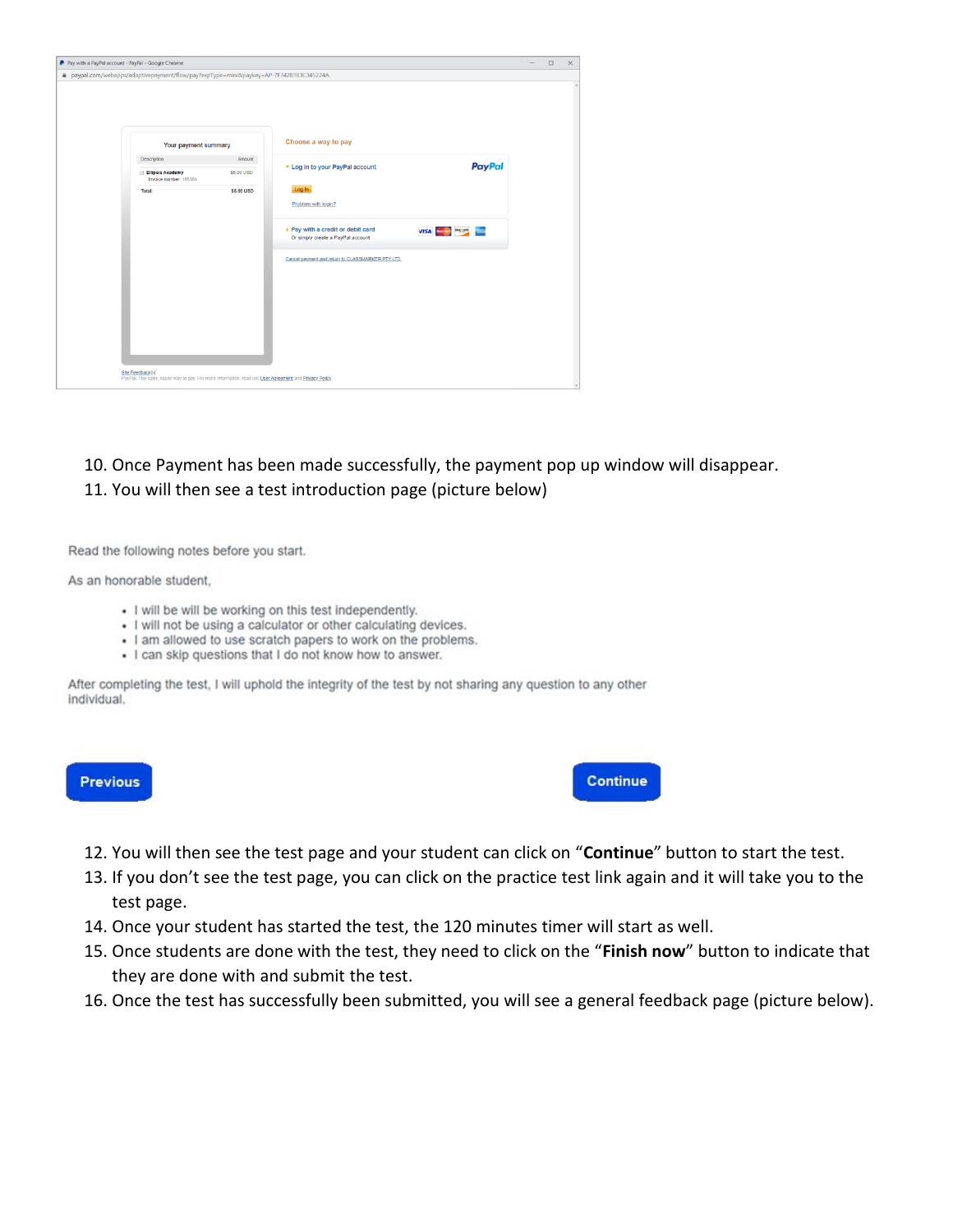10. Once Payment has been made successfully, the payment pop up window will disappear.
11. You will then see a test introduction page (picture below)

Read the following notes before you start.

As an honorable student,

- I will be will be working on this test independently.
- I will not be using a calculator or other calculating devices.
- I am allowed to use scratch papers to work on the problems.
- I can skip questions that I do not know how to answer.

After completing the test, I will uphold the integrity of the test by not sharing any question to any other individual.

Previous　　Continue

12. You will then see the test page and your student can click on "**Continue**" button to start the test.
13. If you don't see the test page, you can click on the practice test link again and it will take you to the test page.
14. Once your student has started the test, the 120 minutes timer will start as well.
15. Once students are done with the test, they need to click on the "**Finish now**" button to indicate that they are done with and submit the test.
16. Once the test has successfully been submitted, you will see a general feedback page (picture below).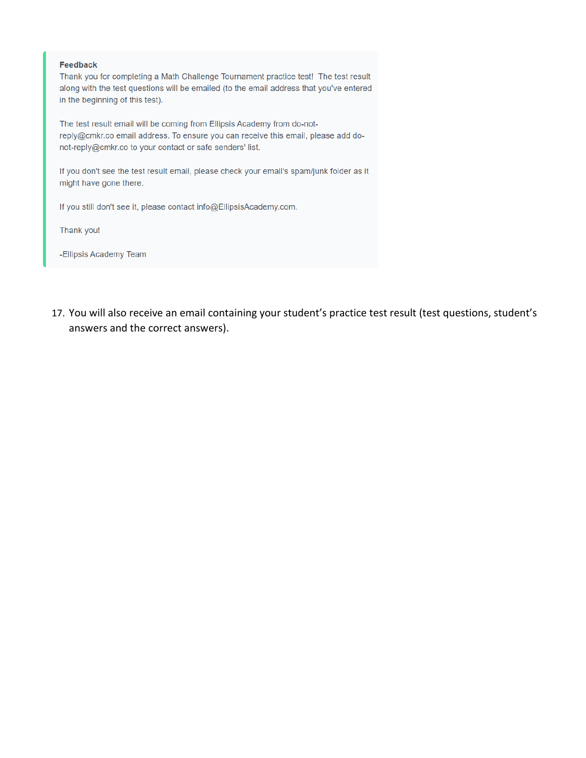**Feedback**

Thank you for completing a Math Challenge Tournament practice test! The test result along with the test questions will be emailed (to the email address that you've entered in the beginning of this test).

The test result email will be coming from Ellipsis Academy from do-not-reply@cmkr.co email address. To ensure you can receive this email, please add do-not-reply@cmkr.co to your contact or safe senders' list.

If you don't see the test result email, please check your email's spam/junk folder as it might have gone there.

If you still don't see it, please contact info@EllipsisAcademy.com.

Thank you!

-Ellipsis Academy Team

17. You will also receive an email containing your student's practice test result (test questions, student's answers and the correct answers).